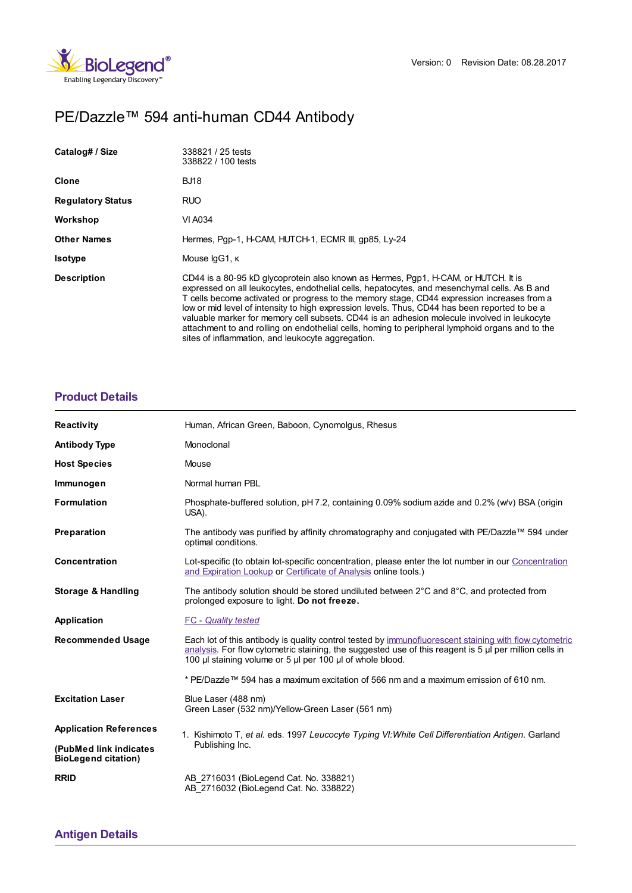Version: 0 Revision Date: 08.28.2017

# PE/Dazzle™ 594 anti-human CD44 Antibody

| | |
|---|---|
| **Catalog# / Size** | 338821 / 25 tests<br>338822 / 100 tests |
| **Clone** | BJ18 |
| **Regulatory Status** | RUO |
| **Workshop** | VI A034 |
| **Other Names** | Hermes, Pgp-1, H-CAM, HUTCH-1, ECMR III, gp85, Ly-24 |
| **Isotype** | Mouse IgG1, κ |
| **Description** | CD44 is a 80-95 kD glycoprotein also known as Hermes, Pgp1, H-CAM, or HUTCH. It is expressed on all leukocytes, endothelial cells, hepatocytes, and mesenchymal cells. As B and T cells become activated or progress to the memory stage, CD44 expression increases from a low or mid level of intensity to high expression levels. Thus, CD44 has been reported to be a valuable marker for memory cell subsets. CD44 is an adhesion molecule involved in leukocyte attachment to and rolling on endothelial cells, homing to peripheral lymphoid organs and to the sites of inflammation, and leukocyte aggregation. |

## Product Details

| | |
|---|---|
| **Reactivity** | Human, African Green, Baboon, Cynomolgus, Rhesus |
| **Antibody Type** | Monoclonal |
| **Host Species** | Mouse |
| **Immunogen** | Normal human PBL |
| **Formulation** | Phosphate-buffered solution, pH 7.2, containing 0.09% sodium azide and 0.2% (w/v) BSA (origin USA). |
| **Preparation** | The antibody was purified by affinity chromatography and conjugated with PE/Dazzle™ 594 under optimal conditions. |
| **Concentration** | Lot-specific (to obtain lot-specific concentration, please enter the lot number in our Concentration and Expiration Lookup or Certificate of Analysis online tools.) |
| **Storage & Handling** | The antibody solution should be stored undiluted between 2°C and 8°C, and protected from prolonged exposure to light. **Do not freeze.** |
| **Application** | *FC - Quality tested* |
| **Recommended Usage** | Each lot of this antibody is quality control tested by immunofluorescent staining with flow cytometric analysis. For flow cytometric staining, the suggested use of this reagent is 5 µl per million cells in 100 µl staining volume or 5 µl per 100 µl of whole blood.<br><br>* PE/Dazzle™ 594 has a maximum excitation of 566 nm and a maximum emission of 610 nm. |
| **Excitation Laser** | Blue Laser (488 nm)<br>Green Laser (532 nm)/Yellow-Green Laser (561 nm) |
| **Application References**<br><br>**(PubMed link indicates BioLegend citation)** | 1. Kishimoto T, *et al.* eds. 1997 *Leucocyte Typing VI:White Cell Differentiation Antigen.* Garland Publishing Inc. |
| **RRID** | AB_2716031 (BioLegend Cat. No. 338821)<br>AB_2716032 (BioLegend Cat. No. 338822) |

## Antigen Details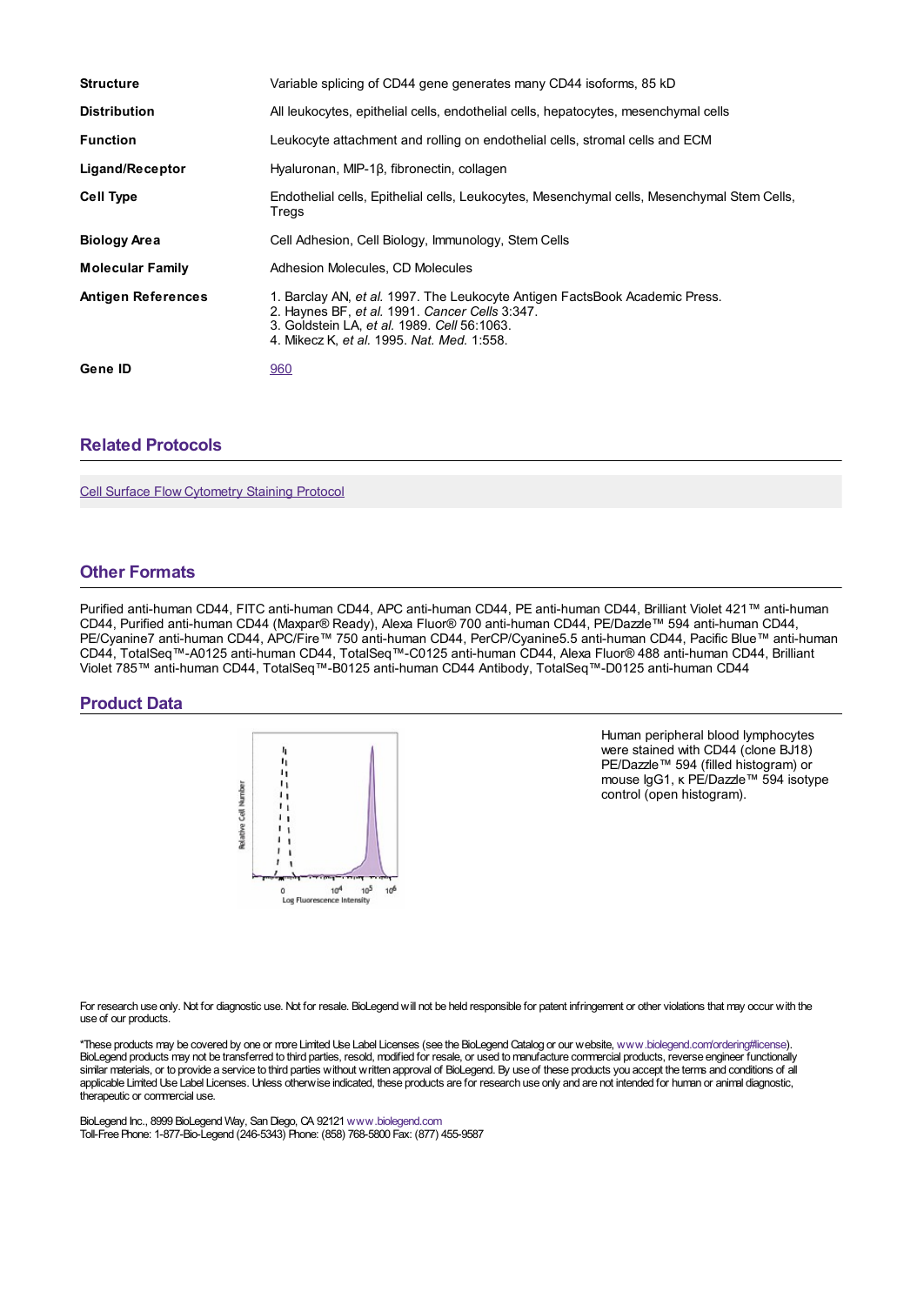| | |
|---|---|
| **Structure** | Variable splicing of CD44 gene generates many CD44 isoforms, 85 kD |
| **Distribution** | All leukocytes, epithelial cells, endothelial cells, hepatocytes, mesenchymal cells |
| **Function** | Leukocyte attachment and rolling on endothelial cells, stromal cells and ECM |
| **Ligand/Receptor** | Hyaluronan, MIP-1β, fibronectin, collagen |
| **Cell Type** | Endothelial cells, Epithelial cells, Leukocytes, Mesenchymal cells, Mesenchymal Stem Cells, Tregs |
| **Biology Area** | Cell Adhesion, Cell Biology, Immunology, Stem Cells |
| **Molecular Family** | Adhesion Molecules, CD Molecules |
| **Antigen References** | 1. Barclay AN, *et al.* 1997. The Leukocyte Antigen FactsBook Academic Press.<br>2. Haynes BF, *et al.* 1991. *Cancer Cells* 3:347.<br>3. Goldstein LA, *et al.* 1989. *Cell* 56:1063.<br>4. Mikecz K, *et al.* 1995. *Nat. Med.* 1:558. |
| **Gene ID** | 960 |

## Related Protocols

Cell Surface Flow Cytometry Staining Protocol

## Other Formats

Purified anti-human CD44, FITC anti-human CD44, APC anti-human CD44, PE anti-human CD44, Brilliant Violet 421™ anti-human CD44, Purified anti-human CD44 (Maxpar® Ready), Alexa Fluor® 700 anti-human CD44, PE/Dazzle™ 594 anti-human CD44, PE/Cyanine7 anti-human CD44, APC/Fire™ 750 anti-human CD44, PerCP/Cyanine5.5 anti-human CD44, Pacific Blue™ anti-human CD44, TotalSeq™-A0125 anti-human CD44, TotalSeq™-C0125 anti-human CD44, Alexa Fluor® 488 anti-human CD44, Brilliant Violet 785™ anti-human CD44, TotalSeq™-B0125 anti-human CD44 Antibody, TotalSeq™-D0125 anti-human CD44

## Product Data

Relative Cell Number

0 $10^4$ $10^5$ $10^6$

Log Fluorescence Intensity

Human peripheral blood lymphocytes were stained with CD44 (clone BJ18) PE/Dazzle™ 594 (filled histogram) or mouse IgG1, κ PE/Dazzle™ 594 isotype control (open histogram).

For research use only. Not for diagnostic use. Not for resale. BioLegend will not be held responsible for patent infringement or other violations that may occur with the use of our products.

*These products may be covered by one or more Limited Use Label Licenses (see the BioLegend Catalog or our website, www.biolegend.com/ordering#license). BioLegend products may not be transferred to third parties, resold, modified for resale, or used to manufacture commercial products, reverse engineer functionally similar materials, or to provide a service to third parties without written approval of BioLegend. By use of these products you accept the terms and conditions of all applicable Limited Use Label Licenses. Unless otherwise indicated, these products are for research use only and are not intended for human or animal diagnostic, therapeutic or commercial use.

BioLegend Inc., 8999 BioLegend Way, San Diego, CA 92121 www.biolegend.com
Toll-Free Phone: 1-877-Bio-Legend (246-5343) Phone: (858) 768-5800 Fax: (877) 455-9587